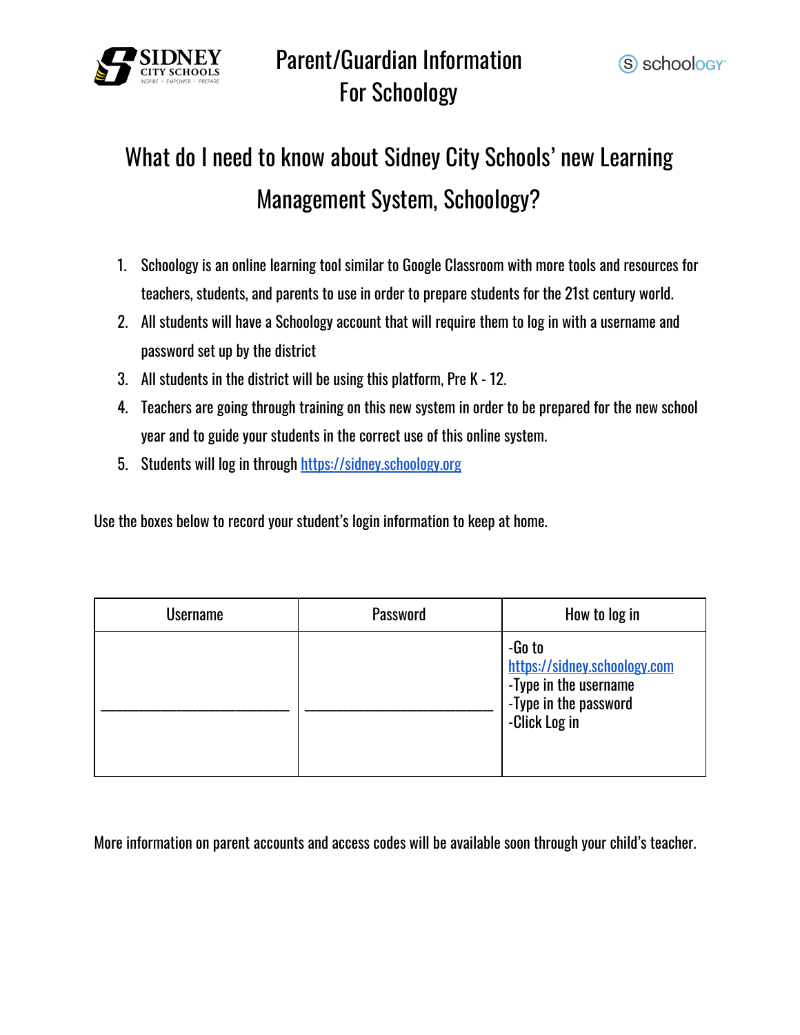# Parent/Guardian Information For Schoology

## What do I need to know about Sidney City Schools' new Learning Management System, Schoology?

1. Schoology is an online learning tool similar to Google Classroom with more tools and resources for teachers, students, and parents to use in order to prepare students for the 21st century world.
2. All students will have a Schoology account that will require them to log in with a username and password set up by the district
3. All students in the district will be using this platform, Pre K - 12.
4. Teachers are going through training on this new system in order to be prepared for the new school year and to guide your students in the correct use of this online system.
5. Students will log in through https://sidney.schoology.org

Use the boxes below to record your student's login information to keep at home.

| Username | Password | How to log in |
|---|---|---|
| ______________________ | ______________________ | -Go to https://sidney.schoology.com<br>-Type in the username<br>-Type in the password<br>-Click Log in |

More information on parent accounts and access codes will be available soon through your child's teacher.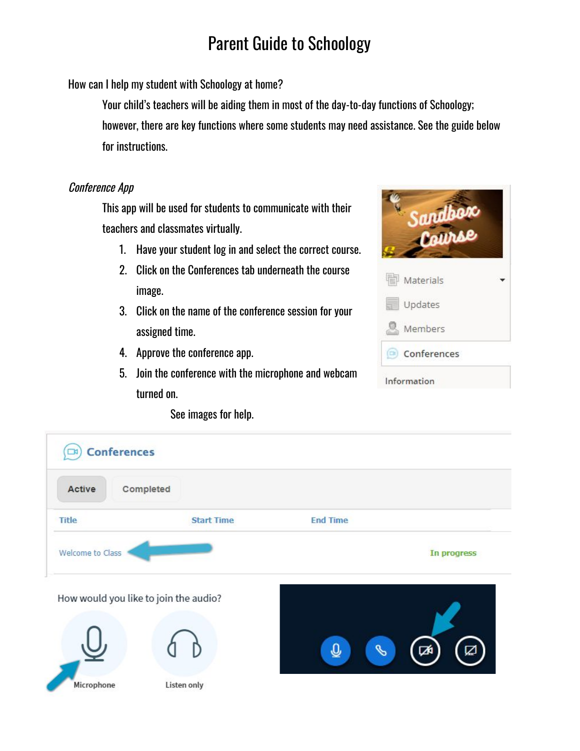# Parent Guide to Schoology

How can I help my student with Schoology at home?

Your child's teachers will be aiding them in most of the day-to-day functions of Schoology; however, there are key functions where some students may need assistance. See the guide below for instructions.

*Conference App*

This app will be used for students to communicate with their teachers and classmates virtually.

1. Have your student log in and select the correct course.
2. Click on the Conferences tab underneath the course image.
3. Click on the name of the conference session for your assigned time.
4. Approve the conference app.
5. Join the conference with the microphone and webcam turned on.

See images for help.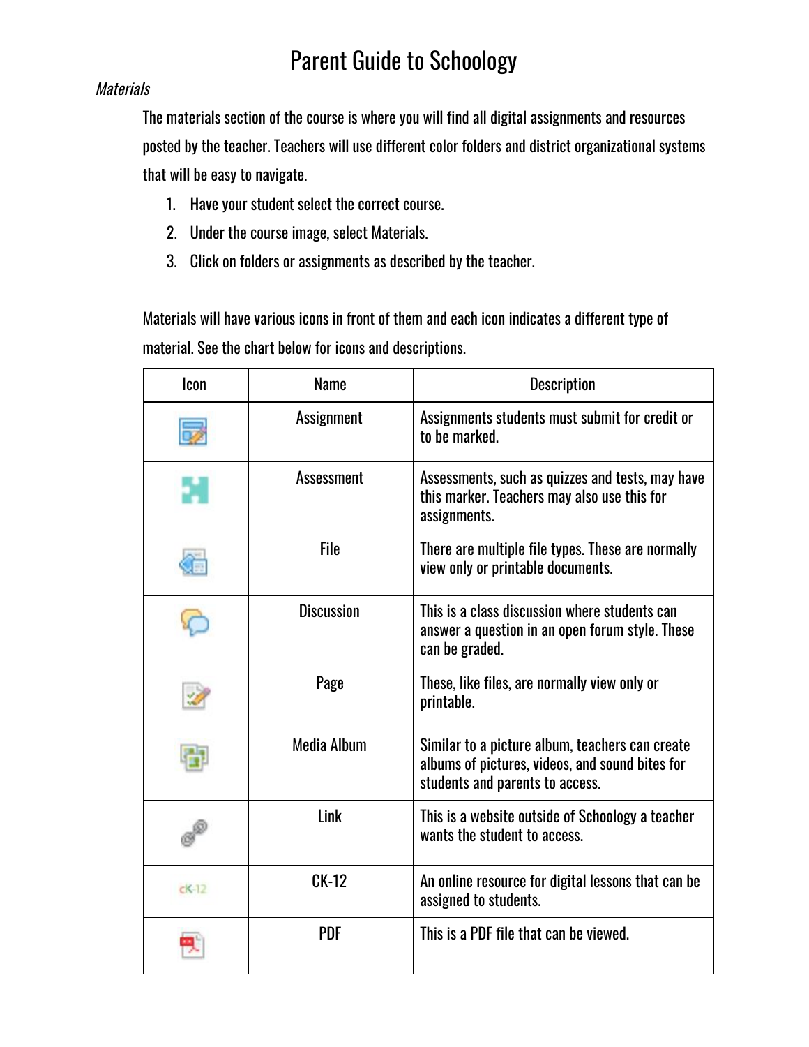# Parent Guide to Schoology

*Materials*

The materials section of the course is where you will find all digital assignments and resources posted by the teacher. Teachers will use different color folders and district organizational systems that will be easy to navigate.

1. Have your student select the correct course.
2. Under the course image, select Materials.
3. Click on folders or assignments as described by the teacher.

Materials will have various icons in front of them and each icon indicates a different type of material. See the chart below for icons and descriptions.

| Icon | Name | Description |
|---|---|---|
| | Assignment | Assignments students must submit for credit or to be marked. |
| | Assessment | Assessments, such as quizzes and tests, may have this marker. Teachers may also use this for assignments. |
| | File | There are multiple file types. These are normally view only or printable documents. |
| | Discussion | This is a class discussion where students can answer a question in an open forum style. These can be graded. |
| | Page | These, like files, are normally view only or printable. |
| | Media Album | Similar to a picture album, teachers can create albums of pictures, videos, and sound bites for students and parents to access. |
| | Link | This is a website outside of Schoology a teacher wants the student to access. |
| cK-12 | CK-12 | An online resource for digital lessons that can be assigned to students. |
| | PDF | This is a PDF file that can be viewed. |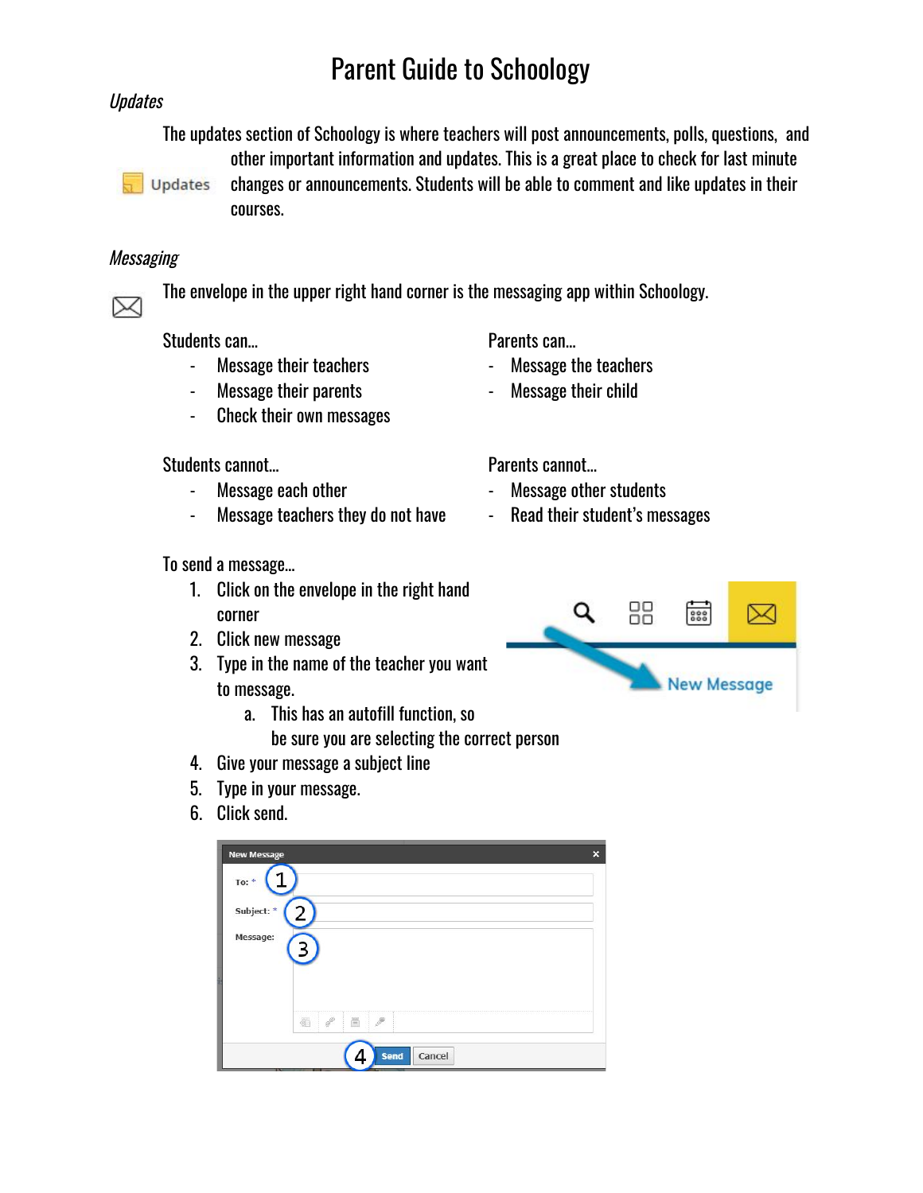# Parent Guide to Schoology

*Updates*

The updates section of Schoology is where teachers will post announcements, polls, questions, and other important information and updates. This is a great place to check for last minute changes or announcements. Students will be able to comment and like updates in their courses.

*Messaging*

The envelope in the upper right hand corner is the messaging app within Schoology.

Students can…
- Message their teachers
- Message their parents
- Check their own messages

Parents can…
- Message the teachers
- Message their child

Students cannot…
- Message each other
- Message teachers they do not have

Parents cannot…
- Message other students
- Read their student's messages

To send a message…
1. Click on the envelope in the right hand corner
2. Click new message
3. Type in the name of the teacher you want to message.
   a. This has an autofill function, so be sure you are selecting the correct person
4. Give your message a subject line
5. Type in your message.
6. Click send.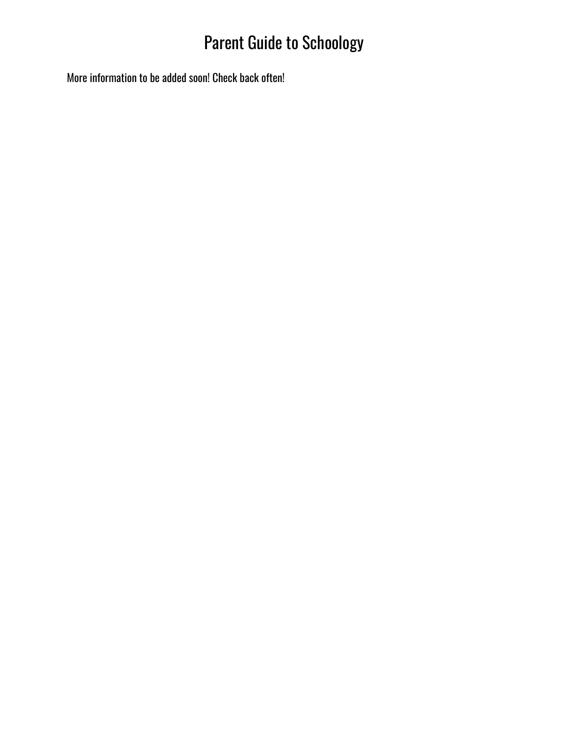# Parent Guide to Schoology

More information to be added soon! Check back often!